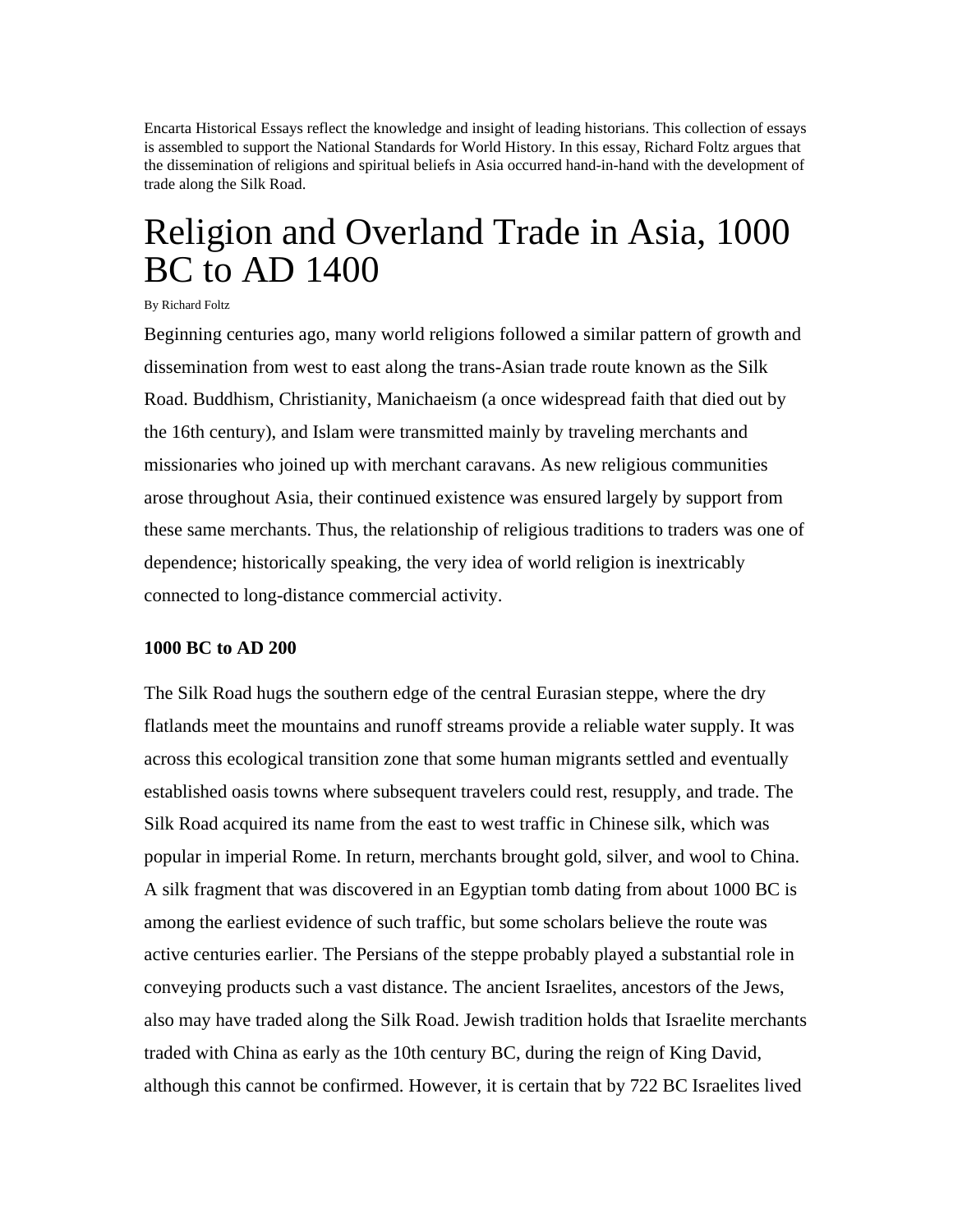Encarta Historical Essays reflect the knowledge and insight of leading historians. This collection of essays is assembled to support the National Standards for World History. In this essay, Richard Foltz argues that the dissemination of religions and spiritual beliefs in Asia occurred hand-in-hand with the development of trade along the Silk Road.

# Religion and Overland Trade in Asia, 1000 BC to AD 1400

By Richard Foltz

Beginning centuries ago, many world religions followed a similar pattern of growth and dissemination from west to east along the trans-Asian trade route known as the Silk Road. Buddhism, Christianity, Manichaeism (a once widespread faith that died out by the 16th century), and Islam were transmitted mainly by traveling merchants and missionaries who joined up with merchant caravans. As new religious communities arose throughout Asia, their continued existence was ensured largely by support from these same merchants. Thus, the relationship of religious traditions to traders was one of dependence; historically speaking, the very idea of world religion is inextricably connected to long-distance commercial activity.

**1000 BC to AD 200**

The Silk Road hugs the southern edge of the central Eurasian steppe, where the dry flatlands meet the mountains and runoff streams provide a reliable water supply. It was across this ecological transition zone that some human migrants settled and eventually established oasis towns where subsequent travelers could rest, resupply, and trade. The Silk Road acquired its name from the east to west traffic in Chinese silk, which was popular in imperial Rome. In return, merchants brought gold, silver, and wool to China. A silk fragment that was discovered in an Egyptian tomb dating from about 1000 BC is among the earliest evidence of such traffic, but some scholars believe the route was active centuries earlier. The Persians of the steppe probably played a substantial role in conveying products such a vast distance. The ancient Israelites, ancestors of the Jews, also may have traded along the Silk Road. Jewish tradition holds that Israelite merchants traded with China as early as the 10th century BC, during the reign of King David, although this cannot be confirmed. However, it is certain that by 722 BC Israelites lived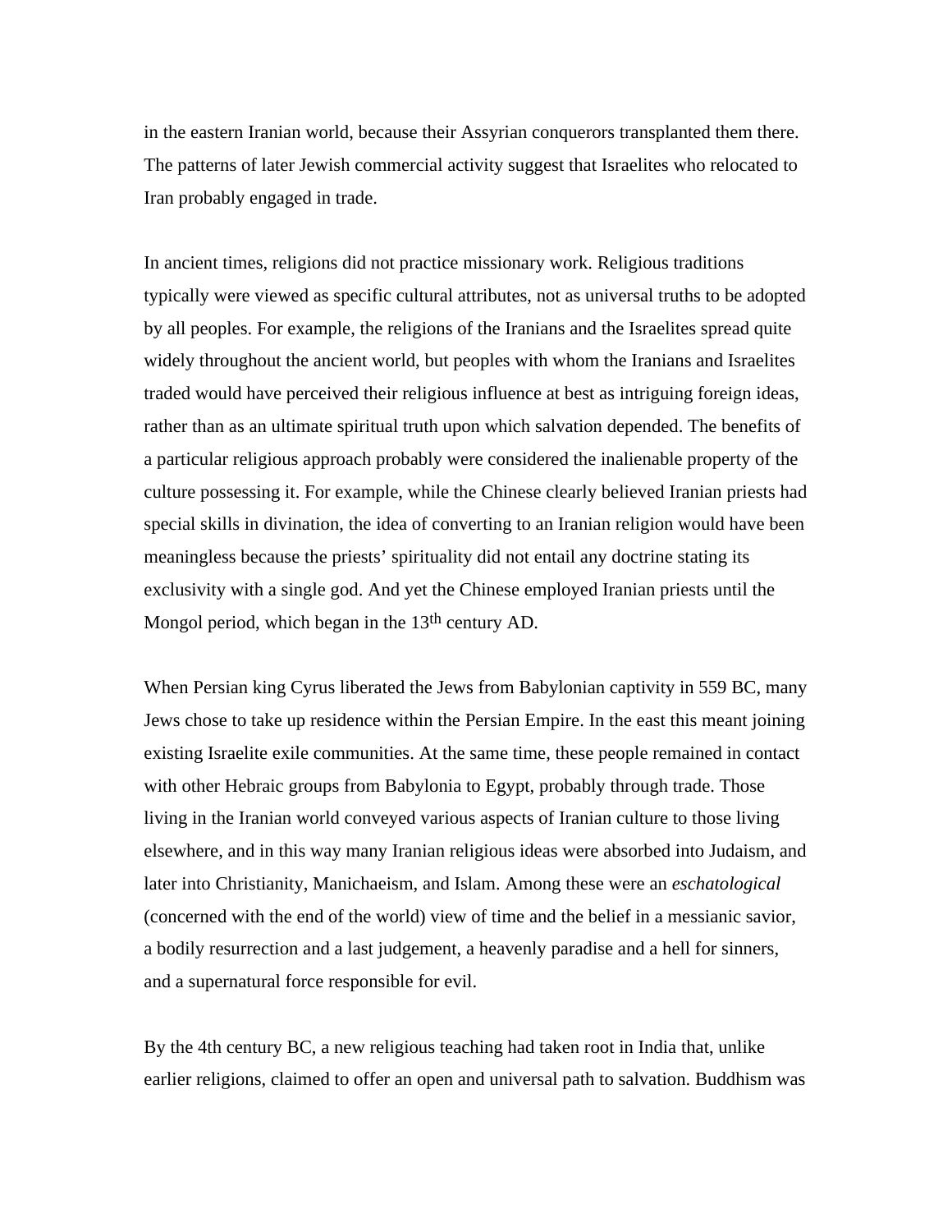in the eastern Iranian world, because their Assyrian conquerors transplanted them there. The patterns of later Jewish commercial activity suggest that Israelites who relocated to Iran probably engaged in trade.

In ancient times, religions did not practice missionary work. Religious traditions typically were viewed as specific cultural attributes, not as universal truths to be adopted by all peoples. For example, the religions of the Iranians and the Israelites spread quite widely throughout the ancient world, but peoples with whom the Iranians and Israelites traded would have perceived their religious influence at best as intriguing foreign ideas, rather than as an ultimate spiritual truth upon which salvation depended. The benefits of a particular religious approach probably were considered the inalienable property of the culture possessing it. For example, while the Chinese clearly believed Iranian priests had special skills in divination, the idea of converting to an Iranian religion would have been meaningless because the priests' spirituality did not entail any doctrine stating its exclusivity with a single god. And yet the Chinese employed Iranian priests until the Mongol period, which began in the 13th century AD.

When Persian king Cyrus liberated the Jews from Babylonian captivity in 559 BC, many Jews chose to take up residence within the Persian Empire. In the east this meant joining existing Israelite exile communities. At the same time, these people remained in contact with other Hebraic groups from Babylonia to Egypt, probably through trade. Those living in the Iranian world conveyed various aspects of Iranian culture to those living elsewhere, and in this way many Iranian religious ideas were absorbed into Judaism, and later into Christianity, Manichaeism, and Islam. Among these were an *eschatological* (concerned with the end of the world) view of time and the belief in a messianic savior, a bodily resurrection and a last judgement, a heavenly paradise and a hell for sinners, and a supernatural force responsible for evil.

By the 4th century BC, a new religious teaching had taken root in India that, unlike earlier religions, claimed to offer an open and universal path to salvation. Buddhism was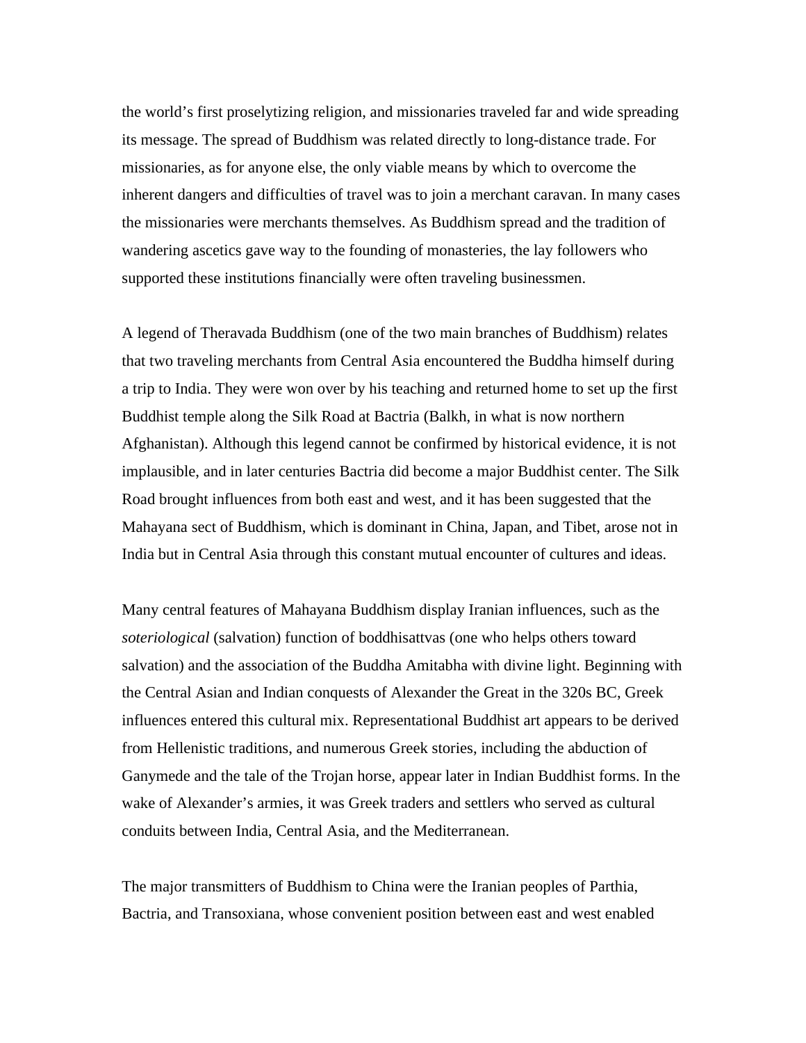the world's first proselytizing religion, and missionaries traveled far and wide spreading its message. The spread of Buddhism was related directly to long-distance trade. For missionaries, as for anyone else, the only viable means by which to overcome the inherent dangers and difficulties of travel was to join a merchant caravan. In many cases the missionaries were merchants themselves. As Buddhism spread and the tradition of wandering ascetics gave way to the founding of monasteries, the lay followers who supported these institutions financially were often traveling businessmen.

A legend of Theravada Buddhism (one of the two main branches of Buddhism) relates that two traveling merchants from Central Asia encountered the Buddha himself during a trip to India. They were won over by his teaching and returned home to set up the first Buddhist temple along the Silk Road at Bactria (Balkh, in what is now northern Afghanistan). Although this legend cannot be confirmed by historical evidence, it is not implausible, and in later centuries Bactria did become a major Buddhist center. The Silk Road brought influences from both east and west, and it has been suggested that the Mahayana sect of Buddhism, which is dominant in China, Japan, and Tibet, arose not in India but in Central Asia through this constant mutual encounter of cultures and ideas.

Many central features of Mahayana Buddhism display Iranian influences, such as the *soteriological* (salvation) function of boddhisattvas (one who helps others toward salvation) and the association of the Buddha Amitabha with divine light. Beginning with the Central Asian and Indian conquests of Alexander the Great in the 320s BC, Greek influences entered this cultural mix. Representational Buddhist art appears to be derived from Hellenistic traditions, and numerous Greek stories, including the abduction of Ganymede and the tale of the Trojan horse, appear later in Indian Buddhist forms. In the wake of Alexander's armies, it was Greek traders and settlers who served as cultural conduits between India, Central Asia, and the Mediterranean.

The major transmitters of Buddhism to China were the Iranian peoples of Parthia, Bactria, and Transoxiana, whose convenient position between east and west enabled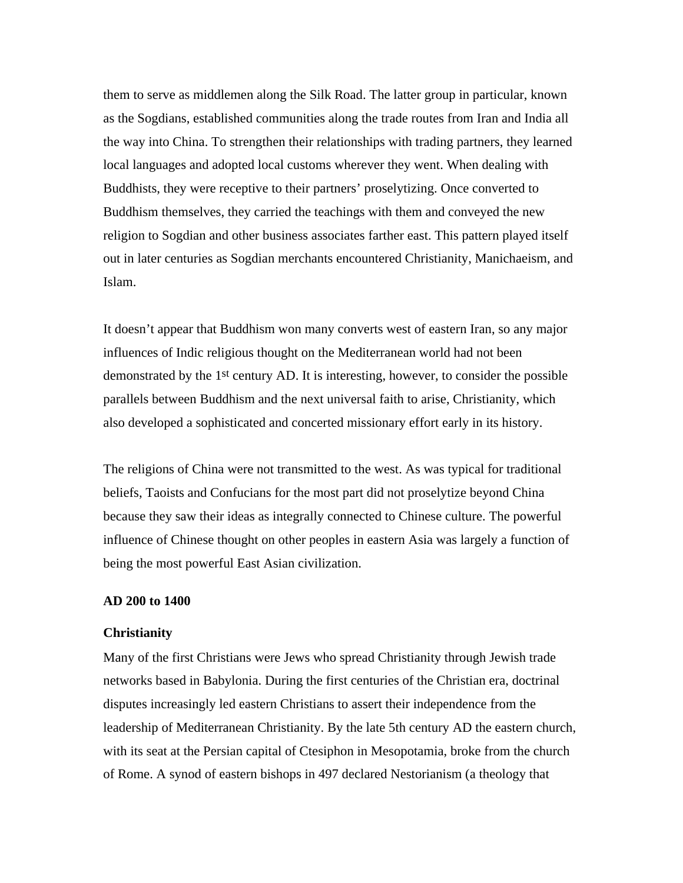them to serve as middlemen along the Silk Road. The latter group in particular, known as the Sogdians, established communities along the trade routes from Iran and India all the way into China. To strengthen their relationships with trading partners, they learned local languages and adopted local customs wherever they went. When dealing with Buddhists, they were receptive to their partners' proselytizing. Once converted to Buddhism themselves, they carried the teachings with them and conveyed the new religion to Sogdian and other business associates farther east. This pattern played itself out in later centuries as Sogdian merchants encountered Christianity, Manichaeism, and Islam.

It doesn't appear that Buddhism won many converts west of eastern Iran, so any major influences of Indic religious thought on the Mediterranean world had not been demonstrated by the 1st century AD. It is interesting, however, to consider the possible parallels between Buddhism and the next universal faith to arise, Christianity, which also developed a sophisticated and concerted missionary effort early in its history.

The religions of China were not transmitted to the west. As was typical for traditional beliefs, Taoists and Confucians for the most part did not proselytize beyond China because they saw their ideas as integrally connected to Chinese culture. The powerful influence of Chinese thought on other peoples in eastern Asia was largely a function of being the most powerful East Asian civilization.

**AD 200 to 1400**

**Christianity**

Many of the first Christians were Jews who spread Christianity through Jewish trade networks based in Babylonia. During the first centuries of the Christian era, doctrinal disputes increasingly led eastern Christians to assert their independence from the leadership of Mediterranean Christianity. By the late 5th century AD the eastern church, with its seat at the Persian capital of Ctesiphon in Mesopotamia, broke from the church of Rome. A synod of eastern bishops in 497 declared Nestorianism (a theology that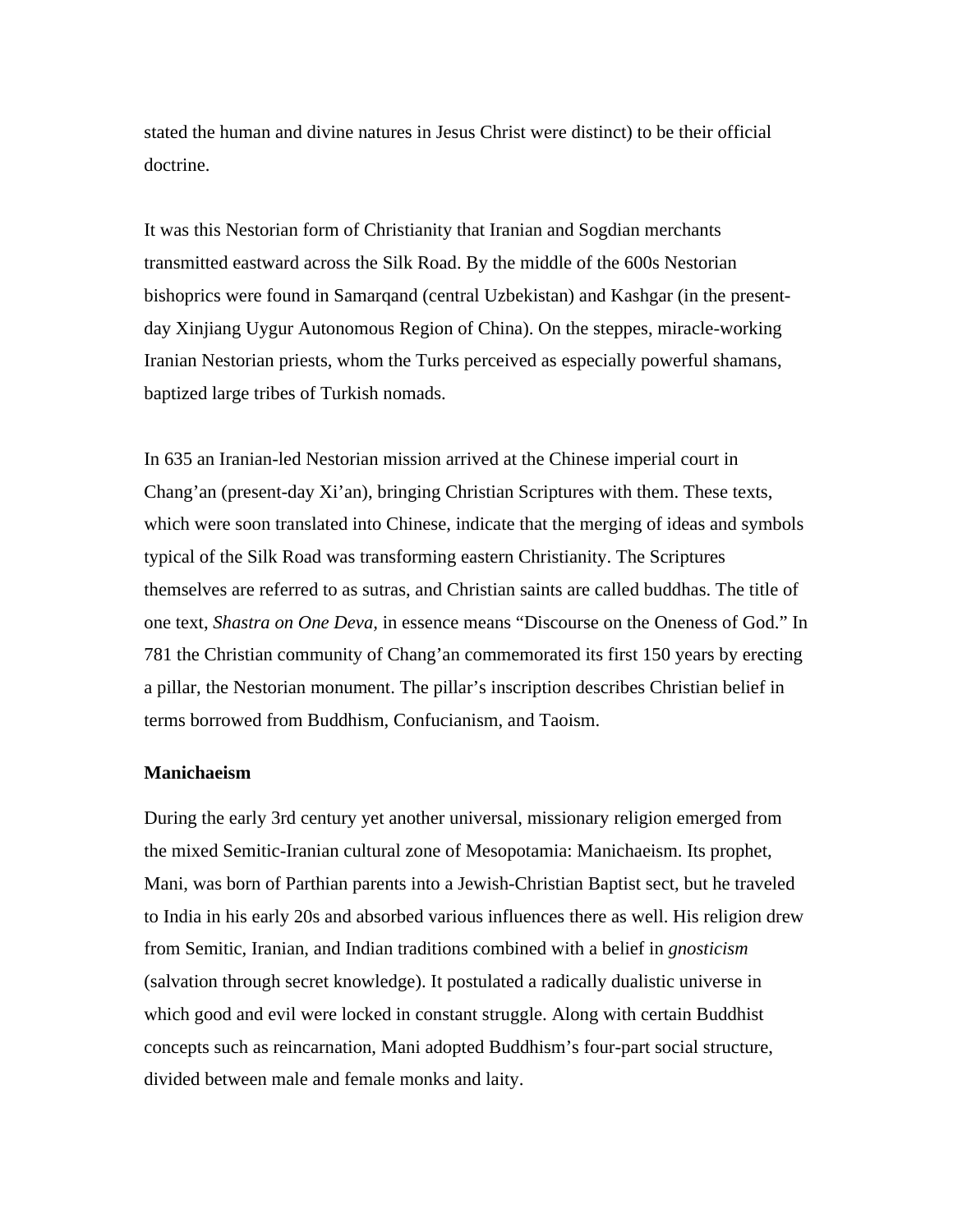stated the human and divine natures in Jesus Christ were distinct) to be their official doctrine.

It was this Nestorian form of Christianity that Iranian and Sogdian merchants transmitted eastward across the Silk Road. By the middle of the 600s Nestorian bishoprics were found in Samarqand (central Uzbekistan) and Kashgar (in the present-day Xinjiang Uygur Autonomous Region of China). On the steppes, miracle-working Iranian Nestorian priests, whom the Turks perceived as especially powerful shamans, baptized large tribes of Turkish nomads.

In 635 an Iranian-led Nestorian mission arrived at the Chinese imperial court in Chang'an (present-day Xi'an), bringing Christian Scriptures with them. These texts, which were soon translated into Chinese, indicate that the merging of ideas and symbols typical of the Silk Road was transforming eastern Christianity. The Scriptures themselves are referred to as sutras, and Christian saints are called buddhas. The title of one text, *Shastra on One Deva,* in essence means "Discourse on the Oneness of God." In 781 the Christian community of Chang'an commemorated its first 150 years by erecting a pillar, the Nestorian monument. The pillar's inscription describes Christian belief in terms borrowed from Buddhism, Confucianism, and Taoism.

**Manichaeism**

During the early 3rd century yet another universal, missionary religion emerged from the mixed Semitic-Iranian cultural zone of Mesopotamia: Manichaeism. Its prophet, Mani, was born of Parthian parents into a Jewish-Christian Baptist sect, but he traveled to India in his early 20s and absorbed various influences there as well. His religion drew from Semitic, Iranian, and Indian traditions combined with a belief in *gnosticism* (salvation through secret knowledge). It postulated a radically dualistic universe in which good and evil were locked in constant struggle. Along with certain Buddhist concepts such as reincarnation, Mani adopted Buddhism's four-part social structure, divided between male and female monks and laity.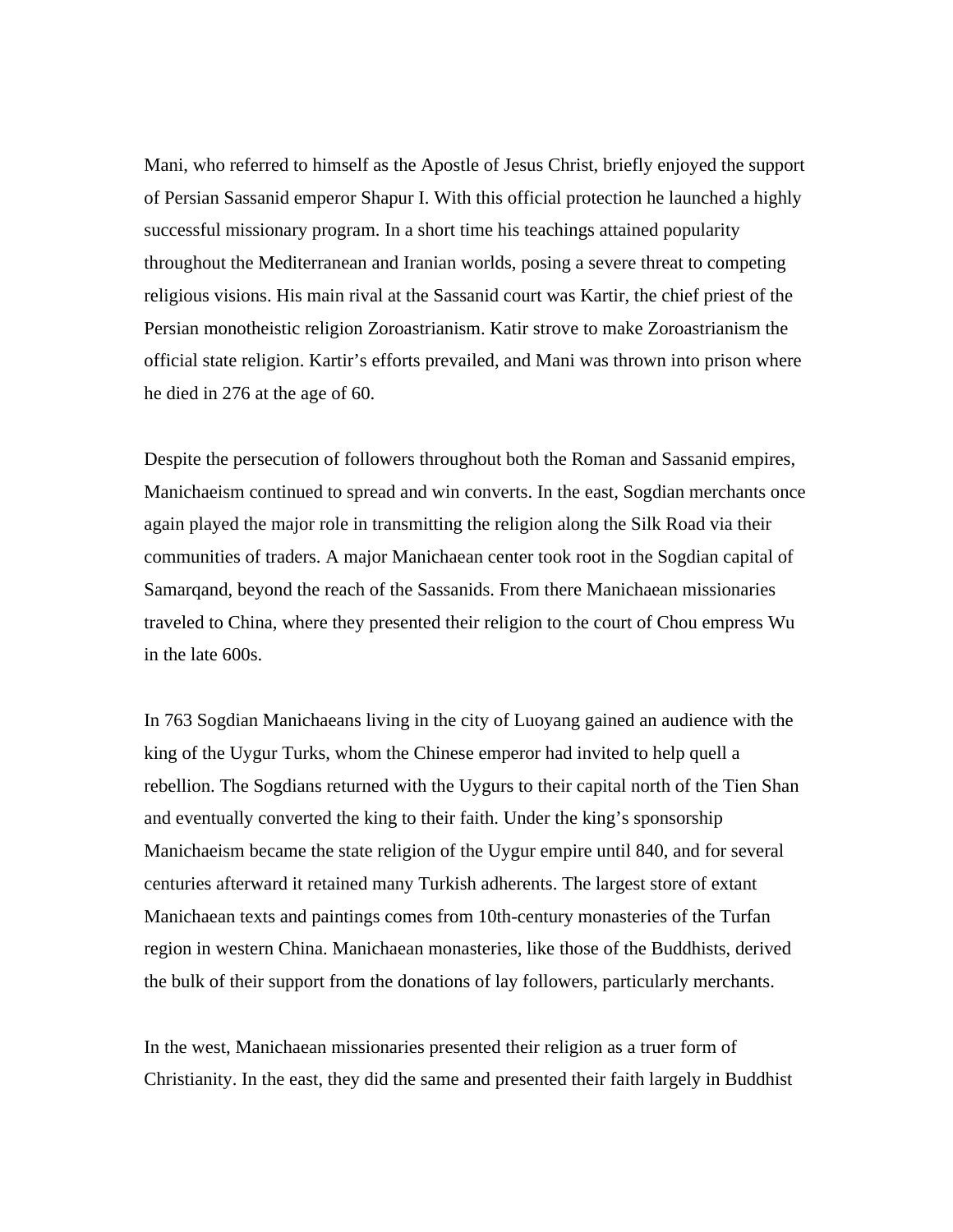Mani, who referred to himself as the Apostle of Jesus Christ, briefly enjoyed the support of Persian Sassanid emperor Shapur I. With this official protection he launched a highly successful missionary program. In a short time his teachings attained popularity throughout the Mediterranean and Iranian worlds, posing a severe threat to competing religious visions. His main rival at the Sassanid court was Kartir, the chief priest of the Persian monotheistic religion Zoroastrianism. Katir strove to make Zoroastrianism the official state religion. Kartir's efforts prevailed, and Mani was thrown into prison where he died in 276 at the age of 60.

Despite the persecution of followers throughout both the Roman and Sassanid empires, Manichaeism continued to spread and win converts. In the east, Sogdian merchants once again played the major role in transmitting the religion along the Silk Road via their communities of traders. A major Manichaean center took root in the Sogdian capital of Samarqand, beyond the reach of the Sassanids. From there Manichaean missionaries traveled to China, where they presented their religion to the court of Chou empress Wu in the late 600s.

In 763 Sogdian Manichaeans living in the city of Luoyang gained an audience with the king of the Uygur Turks, whom the Chinese emperor had invited to help quell a rebellion. The Sogdians returned with the Uygurs to their capital north of the Tien Shan and eventually converted the king to their faith. Under the king's sponsorship Manichaeism became the state religion of the Uygur empire until 840, and for several centuries afterward it retained many Turkish adherents. The largest store of extant Manichaean texts and paintings comes from 10th-century monasteries of the Turfan region in western China. Manichaean monasteries, like those of the Buddhists, derived the bulk of their support from the donations of lay followers, particularly merchants.

In the west, Manichaean missionaries presented their religion as a truer form of Christianity. In the east, they did the same and presented their faith largely in Buddhist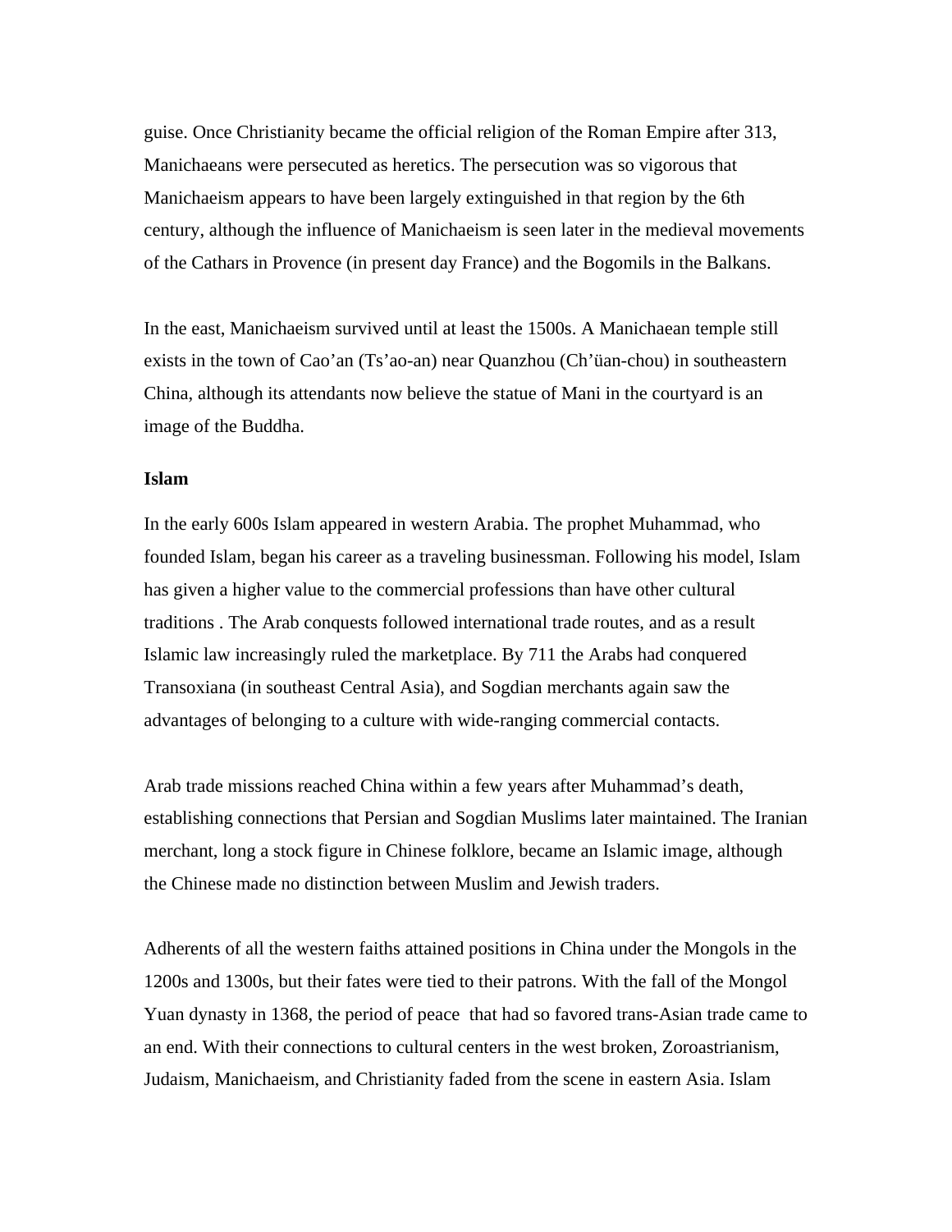guise. Once Christianity became the official religion of the Roman Empire after 313, Manichaeans were persecuted as heretics. The persecution was so vigorous that Manichaeism appears to have been largely extinguished in that region by the 6th century, although the influence of Manichaeism is seen later in the medieval movements of the Cathars in Provence (in present day France) and the Bogomils in the Balkans.

In the east, Manichaeism survived until at least the 1500s. A Manichaean temple still exists in the town of Cao'an (Ts'ao-an) near Quanzhou (Ch'üan-chou) in southeastern China, although its attendants now believe the statue of Mani in the courtyard is an image of the Buddha.

**Islam**

In the early 600s Islam appeared in western Arabia. The prophet Muhammad, who founded Islam, began his career as a traveling businessman. Following his model, Islam has given a higher value to the commercial professions than have other cultural traditions . The Arab conquests followed international trade routes, and as a result Islamic law increasingly ruled the marketplace. By 711 the Arabs had conquered Transoxiana (in southeast Central Asia), and Sogdian merchants again saw the advantages of belonging to a culture with wide-ranging commercial contacts.

Arab trade missions reached China within a few years after Muhammad's death, establishing connections that Persian and Sogdian Muslims later maintained. The Iranian merchant, long a stock figure in Chinese folklore, became an Islamic image, although the Chinese made no distinction between Muslim and Jewish traders.

Adherents of all the western faiths attained positions in China under the Mongols in the 1200s and 1300s, but their fates were tied to their patrons. With the fall of the Mongol Yuan dynasty in 1368, the period of peace that had so favored trans-Asian trade came to an end. With their connections to cultural centers in the west broken, Zoroastrianism, Judaism, Manichaeism, and Christianity faded from the scene in eastern Asia. Islam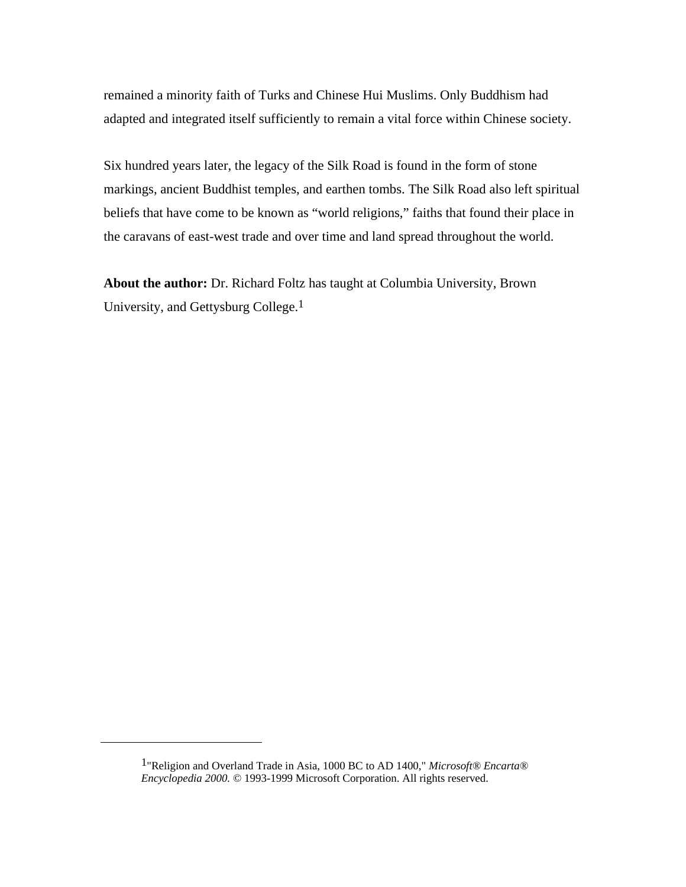remained a minority faith of Turks and Chinese Hui Muslims. Only Buddhism had adapted and integrated itself sufficiently to remain a vital force within Chinese society.

Six hundred years later, the legacy of the Silk Road is found in the form of stone markings, ancient Buddhist temples, and earthen tombs. The Silk Road also left spiritual beliefs that have come to be known as "world religions," faiths that found their place in the caravans of east-west trade and over time and land spread throughout the world.

**About the author:** Dr. Richard Foltz has taught at Columbia University, Brown University, and Gettysburg College.[1]

---

[1] "Religion and Overland Trade in Asia, 1000 BC to AD 1400," *Microsoft® Encarta® Encyclopedia 2000.* © 1993-1999 Microsoft Corporation. All rights reserved.